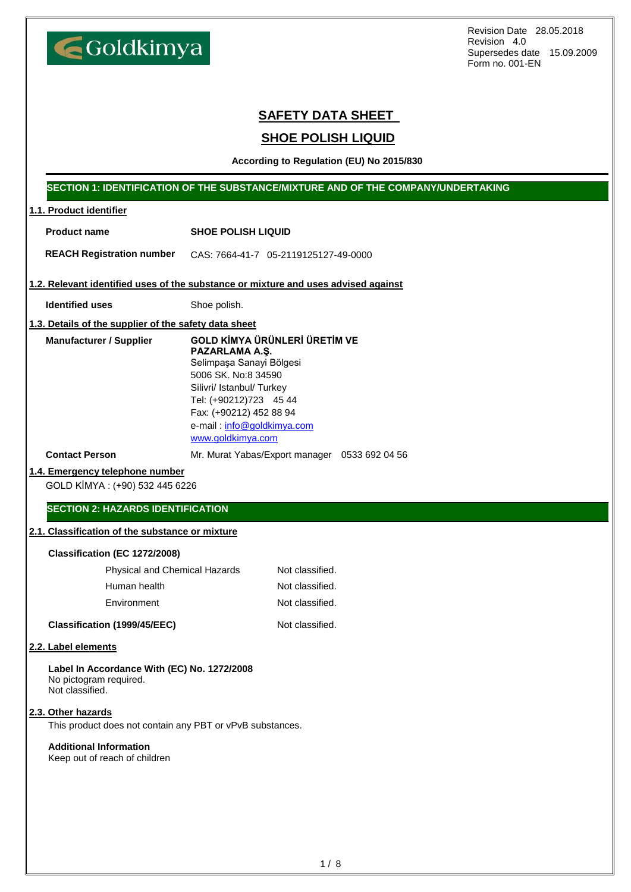Goldkimya

Revision Date 28.05.2018
Revision 4.0
Supersedes date 15.09.2009
Form no. 001-EN

# SAFETY DATA SHEET

# SHOE POLISH LIQUID

**According to Regulation (EU) No 2015/830**

## SECTION 1: IDENTIFICATION OF THE SUBSTANCE/MIXTURE AND OF THE COMPANY/UNDERTAKING

### 1.1. Product identifier

**Product name** SHOE POLISH LIQUID

**REACH Registration number** CAS: 7664-41-7 05-2119125127-49-0000

### 1.2. Relevant identified uses of the substance or mixture and uses advised against

**Identified uses** Shoe polish.

### 1.3. Details of the supplier of the safety data sheet

**Manufacturer / Supplier**
**GOLD KİMYA ÜRÜNLERİ ÜRETİM VE PAZARLAMA A.Ş.**
Selimpaşa Sanayi Bölgesi
5006 SK. No:8 34590
Silivri/ Istanbul/ Turkey
Tel: (+90212)723 45 44
Fax: (+90212) 452 88 94
e-mail : info@goldkimya.com
www.goldkimya.com

**Contact Person** Mr. Murat Yabas/Export manager 0533 692 04 56

### 1.4. Emergency telephone number

GOLD KİMYA : (+90) 532 445 6226

## SECTION 2: HAZARDS IDENTIFICATION

### 2.1. Classification of the substance or mixture

**Classification (EC 1272/2008)**

| | |
|---|---|
| Physical and Chemical Hazards | Not classified. |
| Human health | Not classified. |
| Environment | Not classified. |

**Classification (1999/45/EEC)** Not classified.

### 2.2. Label elements

**Label In Accordance With (EC) No. 1272/2008**
No pictogram required.
Not classified.

### 2.3. Other hazards

This product does not contain any PBT or vPvB substances.

**Additional Information**
Keep out of reach of children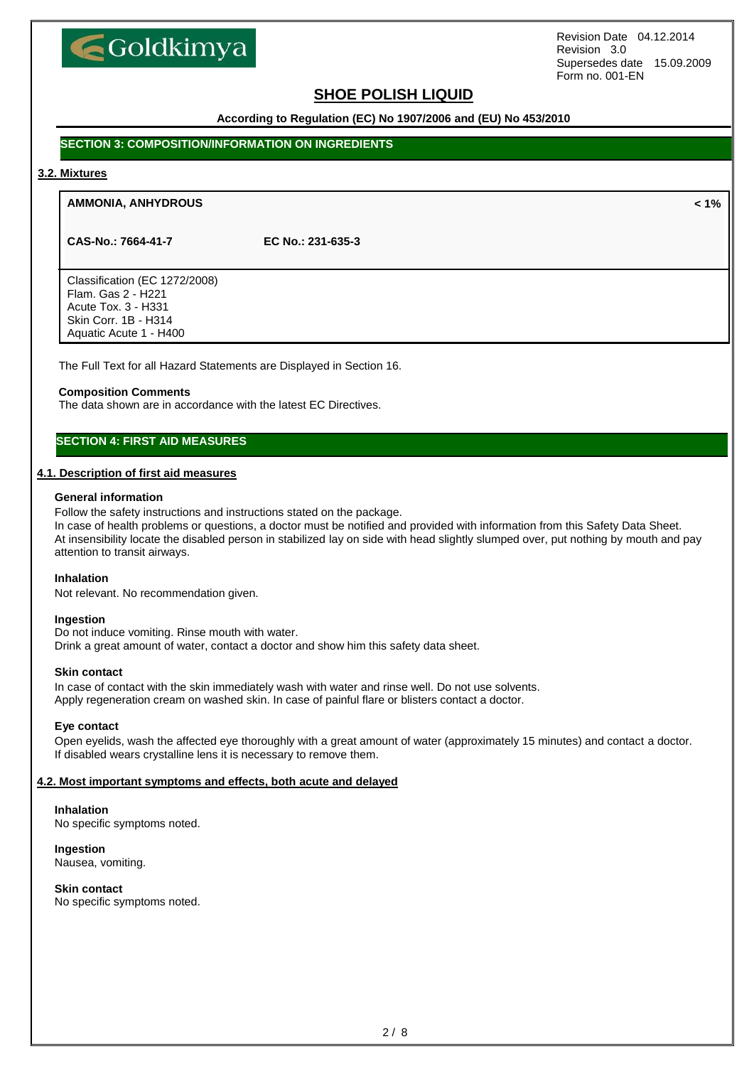## SECTION 3: COMPOSITION/INFORMATION ON INGREDIENTS

### 3.2. Mixtures

| **AMMONIA, ANHYDROUS** | | **< 1%** |
|---|---|---|
| **CAS-No.: 7664-41-7** | **EC No.: 231-635-3** | |

Classification (EC 1272/2008)
Flam. Gas 2 - H221
Acute Tox. 3 - H331
Skin Corr. 1B - H314
Aquatic Acute 1 - H400

The Full Text for all Hazard Statements are Displayed in Section 16.

**Composition Comments**

The data shown are in accordance with the latest EC Directives.

## SECTION 4: FIRST AID MEASURES

### 4.1. Description of first aid measures

**General information**

Follow the safety instructions and instructions stated on the package.
In case of health problems or questions, a doctor must be notified and provided with information from this Safety Data Sheet.
At insensibility locate the disabled person in stabilized lay on side with head slightly slumped over, put nothing by mouth and pay attention to transit airways.

**Inhalation**

Not relevant. No recommendation given.

**Ingestion**

Do not induce vomiting. Rinse mouth with water.
Drink a great amount of water, contact a doctor and show him this safety data sheet.

**Skin contact**

In case of contact with the skin immediately wash with water and rinse well. Do not use solvents.
Apply regeneration cream on washed skin. In case of painful flare or blisters contact a doctor.

**Eye contact**

Open eyelids, wash the affected eye thoroughly with a great amount of water (approximately 15 minutes) and contact a doctor.
If disabled wears crystalline lens it is necessary to remove them.

### 4.2. Most important symptoms and effects, both acute and delayed

**Inhalation**

No specific symptoms noted.

**Ingestion**

Nausea, vomiting.

**Skin contact**

No specific symptoms noted.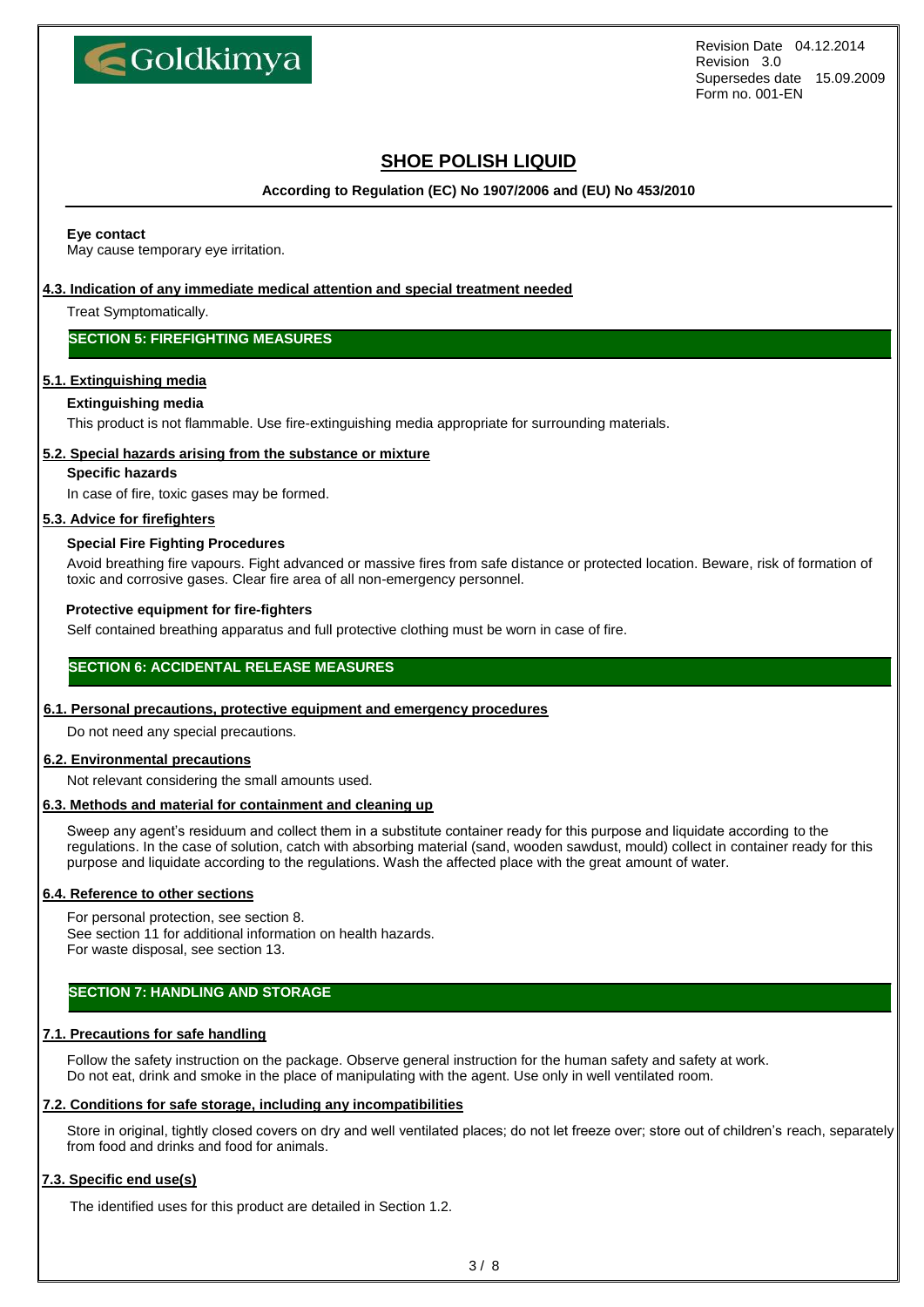**Eye contact**

May cause temporary eye irritation.

### 4.3. Indication of any immediate medical attention and special treatment needed

Treat Symptomatically.

## SECTION 5: FIREFIGHTING MEASURES

### 5.1. Extinguishing media

**Extinguishing media**

This product is not flammable. Use fire-extinguishing media appropriate for surrounding materials.

### 5.2. Special hazards arising from the substance or mixture

**Specific hazards**

In case of fire, toxic gases may be formed.

### 5.3. Advice for firefighters

**Special Fire Fighting Procedures**

Avoid breathing fire vapours. Fight advanced or massive fires from safe distance or protected location. Beware, risk of formation of toxic and corrosive gases. Clear fire area of all non-emergency personnel.

**Protective equipment for fire-fighters**

Self contained breathing apparatus and full protective clothing must be worn in case of fire.

## SECTION 6: ACCIDENTAL RELEASE MEASURES

### 6.1. Personal precautions, protective equipment and emergency procedures

Do not need any special precautions.

### 6.2. Environmental precautions

Not relevant considering the small amounts used.

### 6.3. Methods and material for containment and cleaning up

Sweep any agent's residuum and collect them in a substitute container ready for this purpose and liquidate according to the regulations. In the case of solution, catch with absorbing material (sand, wooden sawdust, mould) collect in container ready for this purpose and liquidate according to the regulations. Wash the affected place with the great amount of water.

### 6.4. Reference to other sections

For personal protection, see section 8.
See section 11 for additional information on health hazards.
For waste disposal, see section 13.

## SECTION 7: HANDLING AND STORAGE

### 7.1. Precautions for safe handling

Follow the safety instruction on the package. Observe general instruction for the human safety and safety at work.
Do not eat, drink and smoke in the place of manipulating with the agent. Use only in well ventilated room.

### 7.2. Conditions for safe storage, including any incompatibilities

Store in original, tightly closed covers on dry and well ventilated places; do not let freeze over; store out of children's reach, separately from food and drinks and food for animals.

### 7.3. Specific end use(s)

The identified uses for this product are detailed in Section 1.2.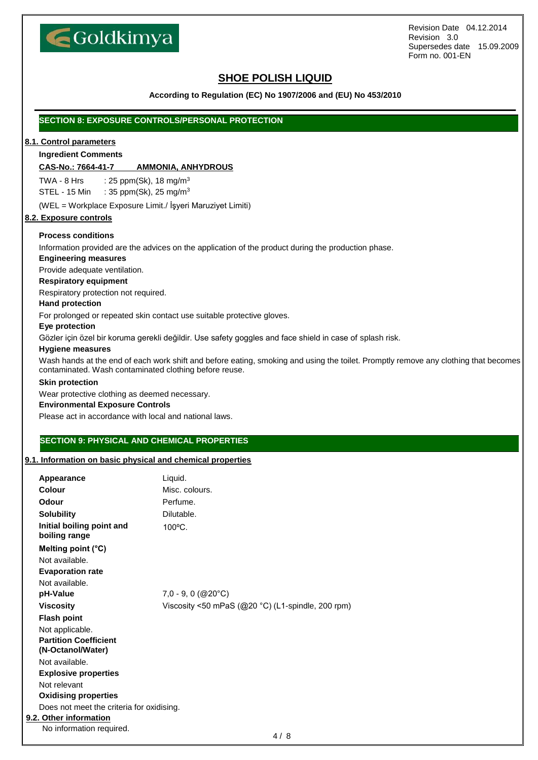# SHOE POLISH LIQUID

**According to Regulation (EC) No 1907/2006 and (EU) No 453/2010**

## SECTION 8: EXPOSURE CONTROLS/PERSONAL PROTECTION

### 8.1. Control parameters

**Ingredient Comments**

**CAS-No.: 7664-41-7 AMMONIA, ANHYDROUS**

TWA - 8 Hrs : 25 ppm(Sk), 18 mg/m$^3$
STEL - 15 Min : 35 ppm(Sk), 25 mg/m$^3$

(WEL = Workplace Exposure Limit./ İşyeri Maruziyet Limiti)

### 8.2. Exposure controls

**Process conditions**

Information provided are the advices on the application of the product during the production phase.

**Engineering measures**

Provide adequate ventilation.

**Respiratory equipment**

Respiratory protection not required.

**Hand protection**

For prolonged or repeated skin contact use suitable protective gloves.

**Eye protection**

Gözler için özel bir koruma gerekli değildir. Use safety goggles and face shield in case of splash risk.

**Hygiene measures**

Wash hands at the end of each work shift and before eating, smoking and using the toilet. Promptly remove any clothing that becomes contaminated. Wash contaminated clothing before reuse.

**Skin protection**

Wear protective clothing as deemed necessary.

**Environmental Exposure Controls**

Please act in accordance with local and national laws.

## SECTION 9: PHYSICAL AND CHEMICAL PROPERTIES

### 9.1. Information on basic physical and chemical properties

**Appearance** Liquid.

**Colour** Misc. colours.

**Odour** Perfume.

**Solubility** Dilutable.

**Initial boiling point and boiling range** 100ºC.

**Melting point (°C)**

Not available.

**Evaporation rate**

Not available.

**pH-Value** 7,0 - 9, 0 (@20°C)

**Viscosity** Viscosity <50 mPaS (@20 °C) (L1-spindle, 200 rpm)

**Flash point**

Not applicable.

**Partition Coefficient (N-Octanol/Water)**

Not available.

**Explosive properties**

Not relevant

**Oxidising properties**

Does not meet the criteria for oxidising.

### 9.2. Other information

No information required.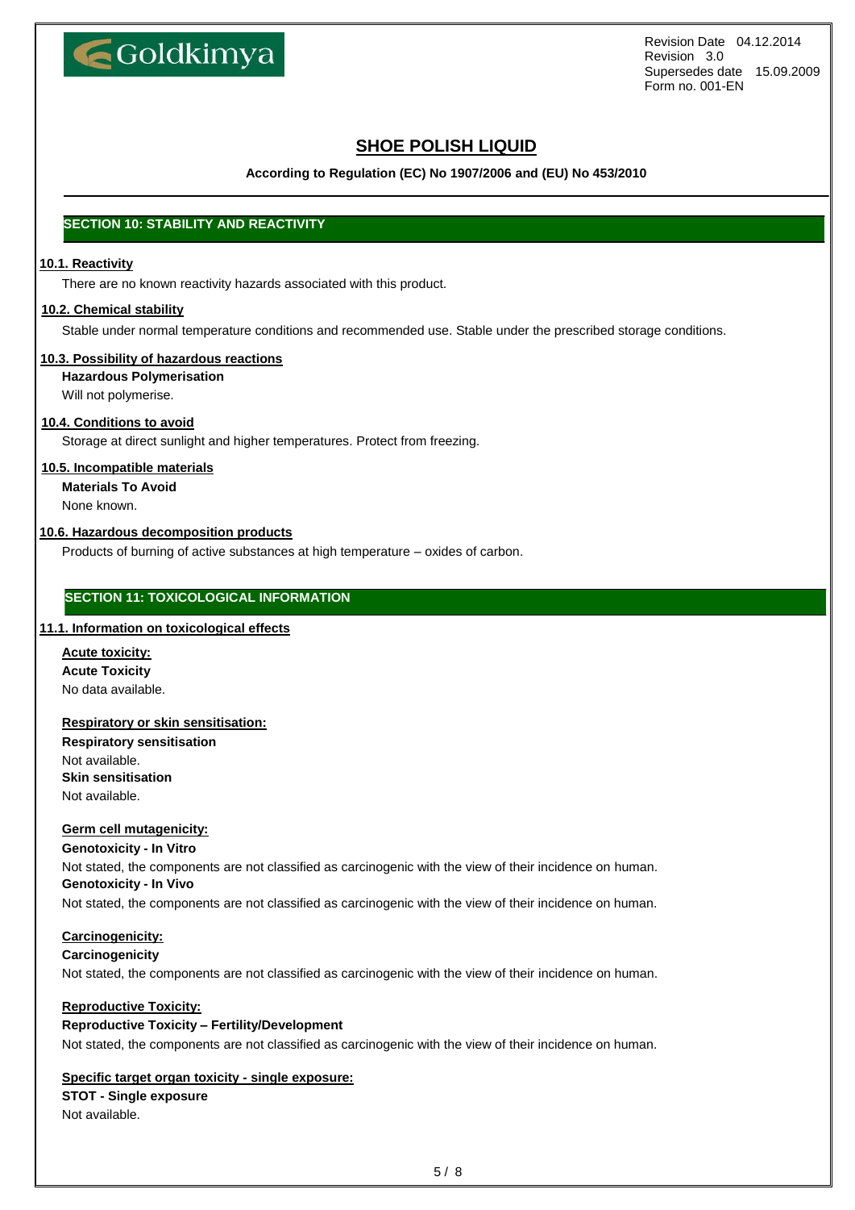# SHOE POLISH LIQUID

**According to Regulation (EC) No 1907/2006 and (EU) No 453/2010**

## SECTION 10: STABILITY AND REACTIVITY

### 10.1. Reactivity

There are no known reactivity hazards associated with this product.

### 10.2. Chemical stability

Stable under normal temperature conditions and recommended use. Stable under the prescribed storage conditions.

### 10.3. Possibility of hazardous reactions

**Hazardous Polymerisation**

Will not polymerise.

### 10.4. Conditions to avoid

Storage at direct sunlight and higher temperatures. Protect from freezing.

### 10.5. Incompatible materials

**Materials To Avoid**

None known.

### 10.6. Hazardous decomposition products

Products of burning of active substances at high temperature – oxides of carbon.

## SECTION 11: TOXICOLOGICAL INFORMATION

### 11.1. Information on toxicological effects

**Acute toxicity:**

**Acute Toxicity**

No data available.

**Respiratory or skin sensitisation:**

**Respiratory sensitisation**

Not available.

**Skin sensitisation**

Not available.

**Germ cell mutagenicity:**

**Genotoxicity - In Vitro**

Not stated, the components are not classified as carcinogenic with the view of their incidence on human.

**Genotoxicity - In Vivo**

Not stated, the components are not classified as carcinogenic with the view of their incidence on human.

**Carcinogenicity:**

**Carcinogenicity**

Not stated, the components are not classified as carcinogenic with the view of their incidence on human.

**Reproductive Toxicity:**

**Reproductive Toxicity – Fertility/Development**

Not stated, the components are not classified as carcinogenic with the view of their incidence on human.

**Specific target organ toxicity - single exposure:**

**STOT - Single exposure**

Not available.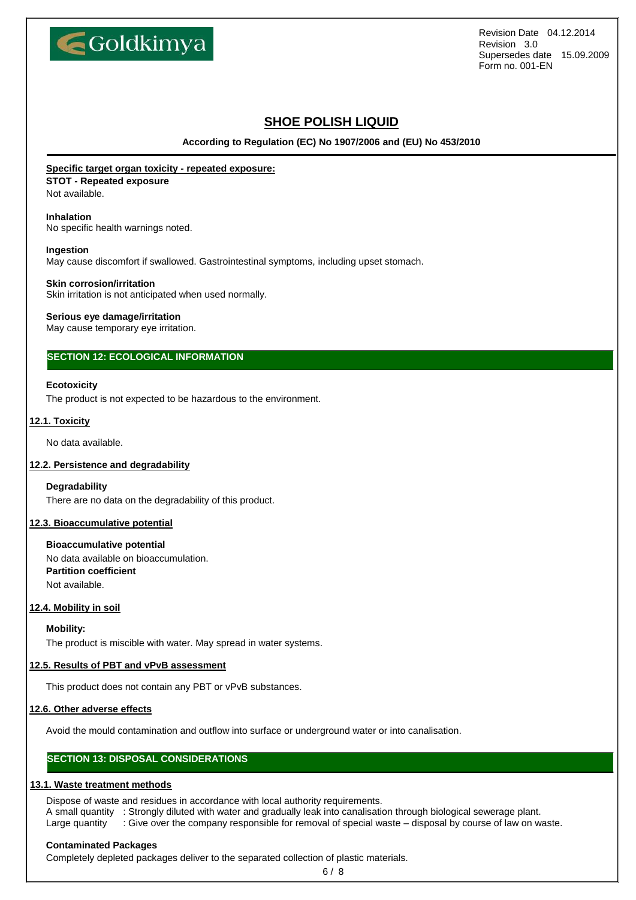**Specific target organ toxicity - repeated exposure:**

**STOT - Repeated exposure**
Not available.

**Inhalation**
No specific health warnings noted.

**Ingestion**
May cause discomfort if swallowed. Gastrointestinal symptoms, including upset stomach.

**Skin corrosion/irritation**
Skin irritation is not anticipated when used normally.

**Serious eye damage/irritation**
May cause temporary eye irritation.

## SECTION 12: ECOLOGICAL INFORMATION

**Ecotoxicity**
The product is not expected to be hazardous to the environment.

### 12.1. Toxicity

No data available.

### 12.2. Persistence and degradability

**Degradability**
There are no data on the degradability of this product.

### 12.3. Bioaccumulative potential

**Bioaccumulative potential**
No data available on bioaccumulation.
**Partition coefficient**
Not available.

### 12.4. Mobility in soil

**Mobility:**
The product is miscible with water. May spread in water systems.

### 12.5. Results of PBT and vPvB assessment

This product does not contain any PBT or vPvB substances.

### 12.6. Other adverse effects

Avoid the mould contamination and outflow into surface or underground water or into canalisation.

## SECTION 13: DISPOSAL CONSIDERATIONS

### 13.1. Waste treatment methods

Dispose of waste and residues in accordance with local authority requirements.
A small quantity : Strongly diluted with water and gradually leak into canalisation through biological sewerage plant.
Large quantity : Give over the company responsible for removal of special waste – disposal by course of law on waste.

**Contaminated Packages**
Completely depleted packages deliver to the separated collection of plastic materials.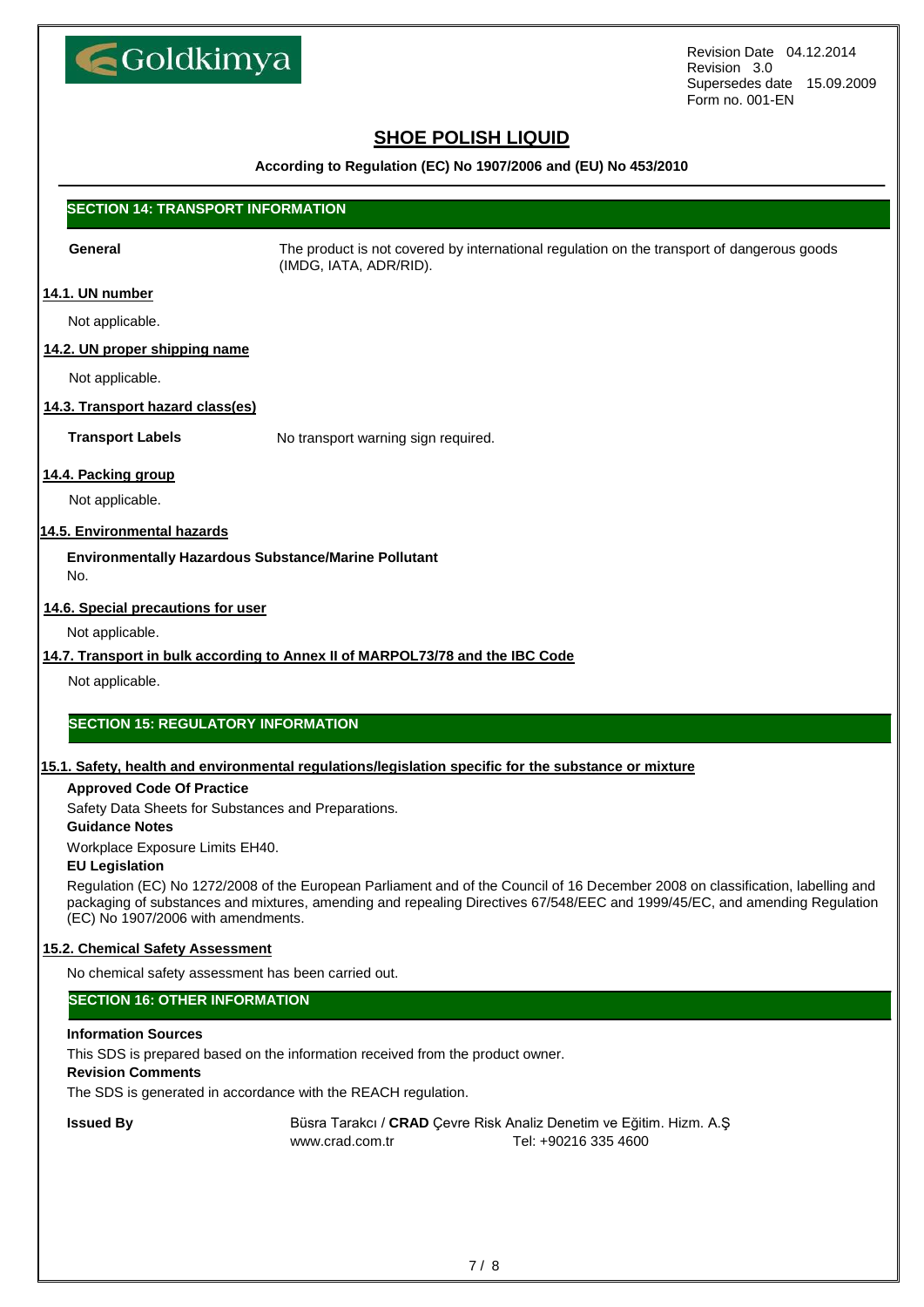## SECTION 14: TRANSPORT INFORMATION

**General** The product is not covered by international regulation on the transport of dangerous goods (IMDG, IATA, ADR/RID).

### 14.1. UN number

Not applicable.

### 14.2. UN proper shipping name

Not applicable.

### 14.3. Transport hazard class(es)

**Transport Labels** No transport warning sign required.

### 14.4. Packing group

Not applicable.

### 14.5. Environmental hazards

**Environmentally Hazardous Substance/Marine Pollutant**

No.

### 14.6. Special precautions for user

Not applicable.

### 14.7. Transport in bulk according to Annex II of MARPOL73/78 and the IBC Code

Not applicable.

## SECTION 15: REGULATORY INFORMATION

### 15.1. Safety, health and environmental regulations/legislation specific for the substance or mixture

**Approved Code Of Practice**

Safety Data Sheets for Substances and Preparations.

**Guidance Notes**

Workplace Exposure Limits EH40.

**EU Legislation**

Regulation (EC) No 1272/2008 of the European Parliament and of the Council of 16 December 2008 on classification, labelling and packaging of substances and mixtures, amending and repealing Directives 67/548/EEC and 1999/45/EC, and amending Regulation (EC) No 1907/2006 with amendments.

### 15.2. Chemical Safety Assessment

No chemical safety assessment has been carried out.

## SECTION 16: OTHER INFORMATION

**Information Sources**

This SDS is prepared based on the information received from the product owner.

**Revision Comments**

The SDS is generated in accordance with the REACH regulation.

**Issued By** Büsra Tarakcı / **CRAD** Çevre Risk Analiz Denetim ve Eğitim. Hizm. A.Ş
www.crad.com.tr Tel: +90216 335 4600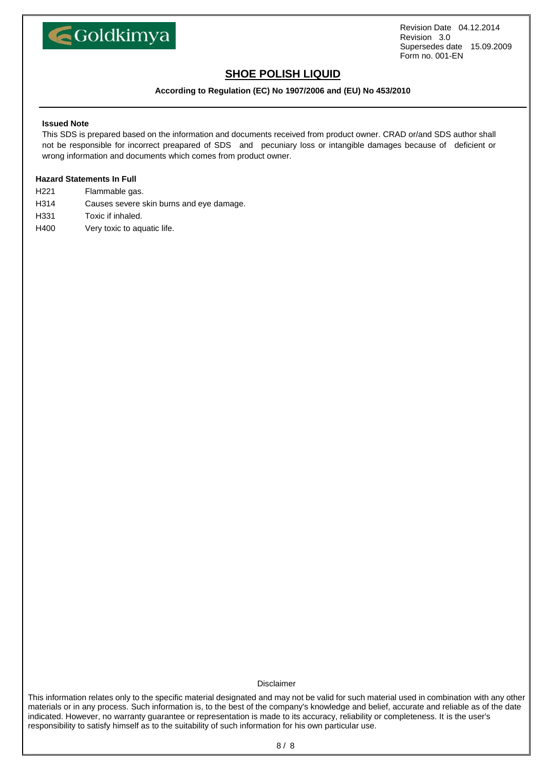**Issued Note**

This SDS is prepared based on the information and documents received from product owner. CRAD or/and SDS author shall not be responsible for incorrect preapared of SDS and pecuniary loss or intangible damages because of deficient or wrong information and documents which comes from product owner.

**Hazard Statements In Full**

| | |
|---|---|
| H221 | Flammable gas. |
| H314 | Causes severe skin burns and eye damage. |
| H331 | Toxic if inhaled. |
| H400 | Very toxic to aquatic life. |

Disclaimer

This information relates only to the specific material designated and may not be valid for such material used in combination with any other materials or in any process. Such information is, to the best of the company's knowledge and belief, accurate and reliable as of the date indicated. However, no warranty guarantee or representation is made to its accuracy, reliability or completeness. It is the user's responsibility to satisfy himself as to the suitability of such information for his own particular use.